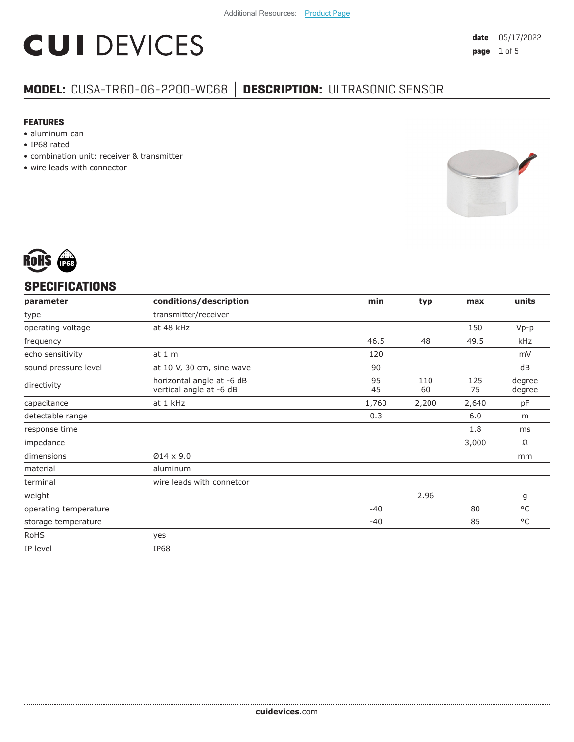Additional Resources: Product Page

# CUI DEVICES

**date** 05/17/2022

## MODEL: CUSA-TR60-06-2200-WC68 | DESCRIPTION: ULTRASONIC SENSOR

### FEATURES

- aluminum can
- IP68 rated
- combination unit: receiver & transmitter
- wire leads with connector

## SPECIFICATIONS

| parameter | conditions/description | min | typ | max | units |
|---|---|---|---|---|---|
| type | transmitter/receiver | | | | |
| operating voltage | at 48 kHz | | | 150 | Vp-p |
| frequency | | 46.5 | 48 | 49.5 | kHz |
| echo sensitivity | at 1 m | 120 | | | mV |
| sound pressure level | at 10 V, 30 cm, sine wave | 90 | | | dB |
| directivity | horizontal angle at -6 dB<br>vertical angle at -6 dB | 95<br>45 | 110<br>60 | 125<br>75 | degree<br>degree |
| capacitance | at 1 kHz | 1,760 | 2,200 | 2,640 | pF |
| detectable range | | 0.3 | | 6.0 | m |
| response time | | | | 1.8 | ms |
| impedance | | | | 3,000 | Ω |
| dimensions | Ø14 x 9.0 | | | | mm |
| material | aluminum | | | | |
| terminal | wire leads with connetcor | | | | |
| weight | | | 2.96 | | g |
| operating temperature | | -40 | | 80 | °C |
| storage temperature | | -40 | | 85 | °C |
| RoHS | yes | | | | |
| IP level | IP68 | | | | |

**cuidevices**.com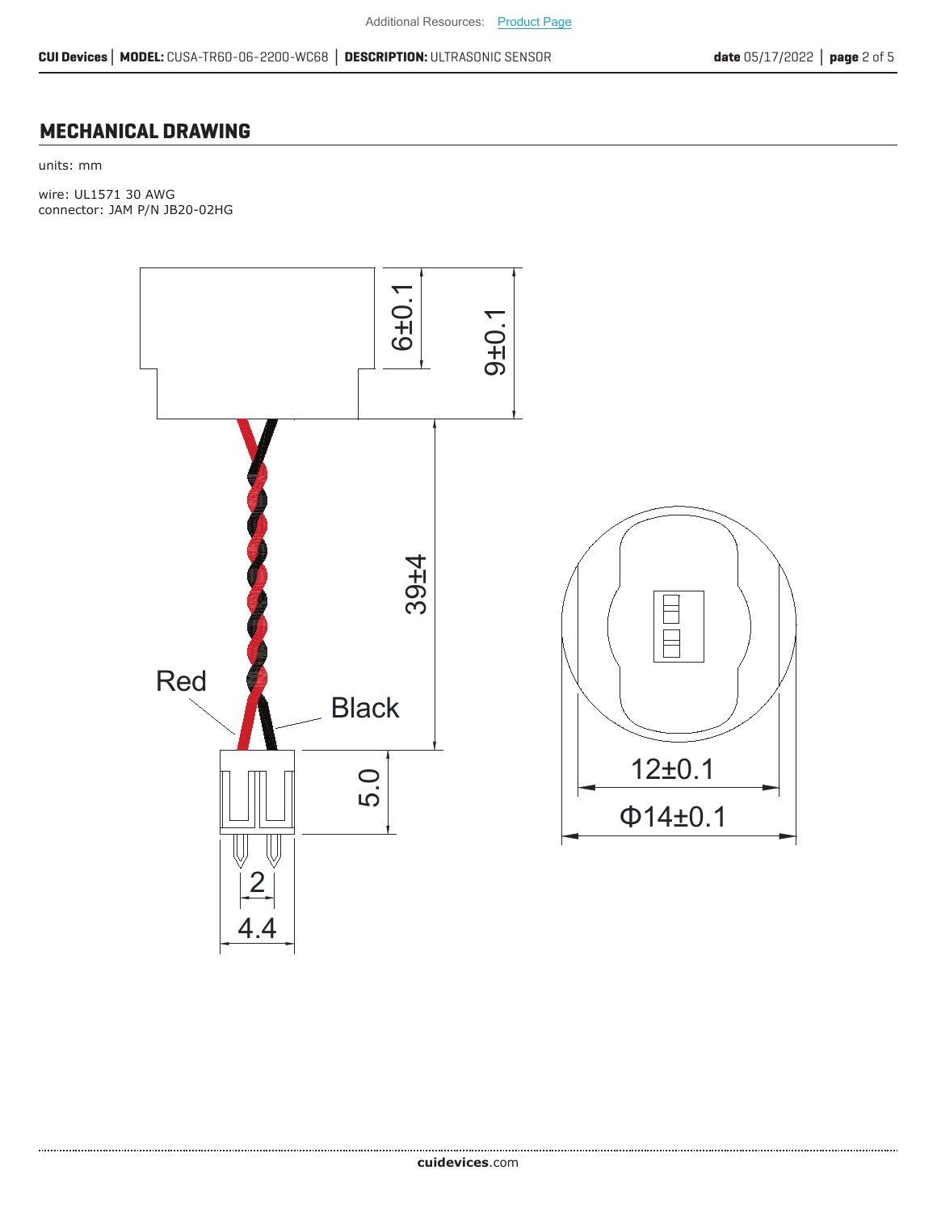## MECHANICAL DRAWING

units: mm

wire: UL1571 30 AWG
connector: JAM P/N JB20-02HG

6±0.1

9±0.1

39±4

Red

Black

5.0

2

4.4

12±0.1

Φ14±0.1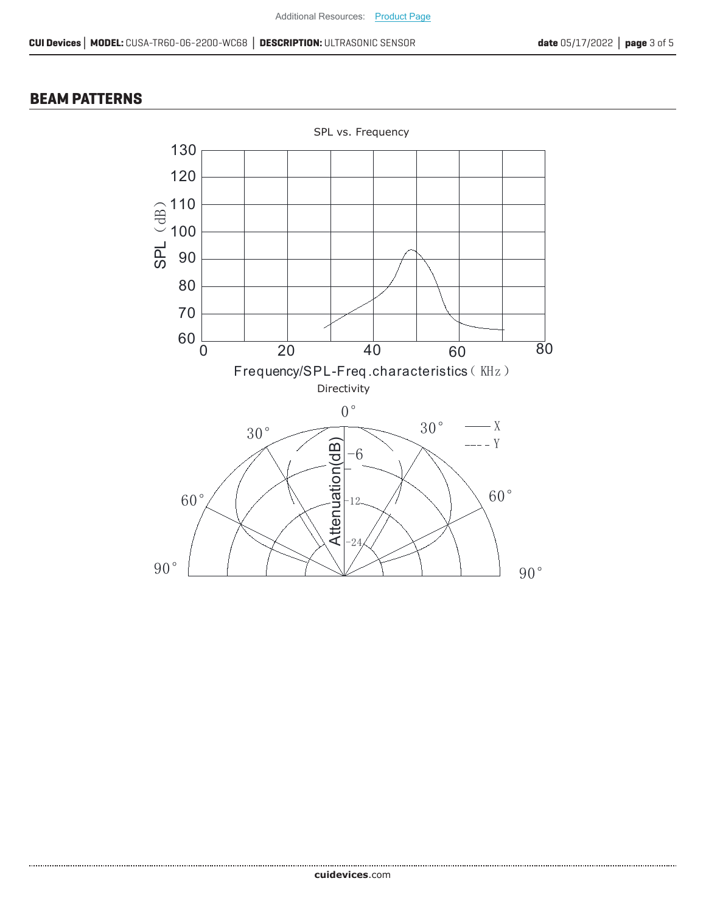## BEAM PATTERNS

SPL vs. Frequency

SPL（dB）

130
120
110
100
90
80
70
60

0 20 40 60 80

Frequency/SPL-Freq.characteristics（KHz）

Directivity

0°
30° 30°
60° 60°
90° 90°

Attenuation(dB)

-6
-12
-24

X
Y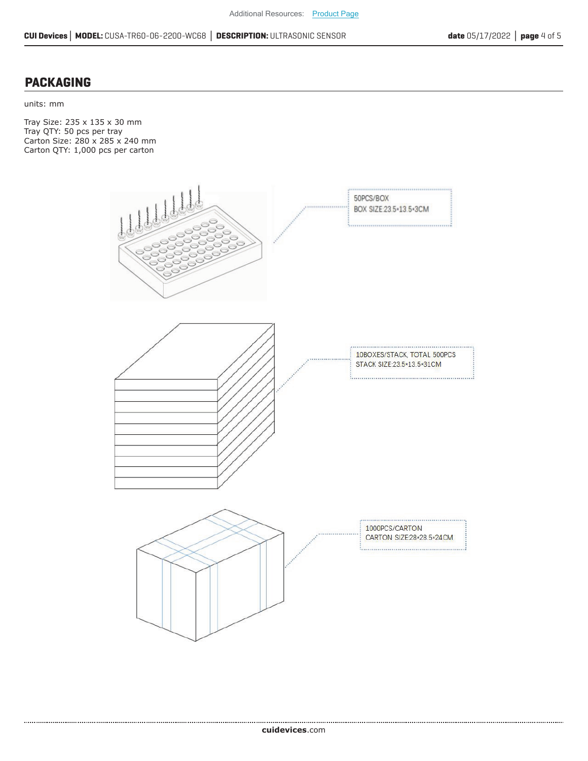## PACKAGING

units: mm

Tray Size: 235 x 135 x 30 mm
Tray QTY: 50 pcs per tray
Carton Size: 280 x 285 x 240 mm
Carton QTY: 1,000 pcs per carton

50PCS/BOX
BOX SIZE:23.5*13.5*3CM

10BOXES/STACK, TOTAL 500PCS
STACK SIZE:23.5*13.5*31CM

1000PCS/CARTON
CARTON SIZE:28*28.5*24CM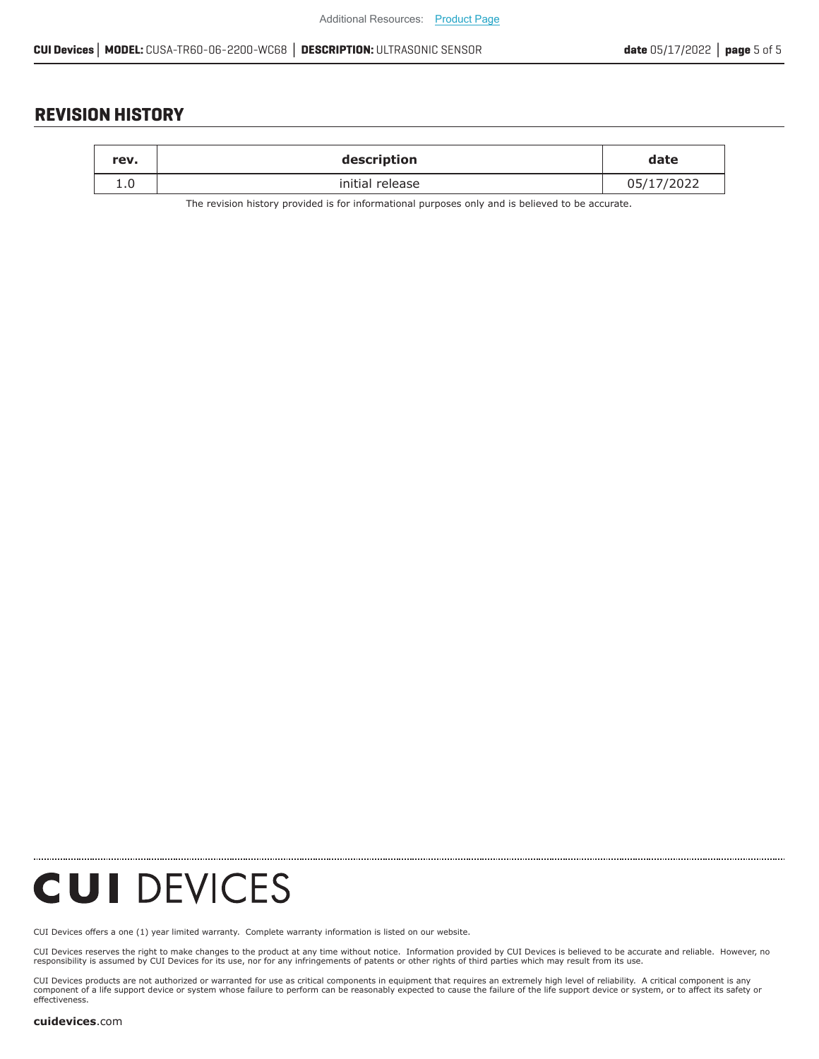## REVISION HISTORY

| rev. | description | date |
| --- | --- | --- |
| 1.0 | initial release | 05/17/2022 |

The revision history provided is for informational purposes only and is believed to be accurate.

CUI DEVICES

CUI Devices offers a one (1) year limited warranty. Complete warranty information is listed on our website.

CUI Devices reserves the right to make changes to the product at any time without notice. Information provided by CUI Devices is believed to be accurate and reliable. However, no responsibility is assumed by CUI Devices for its use, nor for any infringements of patents or other rights of third parties which may result from its use.

CUI Devices products are not authorized or warranted for use as critical components in equipment that requires an extremely high level of reliability. A critical component is any component of a life support device or system whose failure to perform can be reasonably expected to cause the failure of the life support device or system, or to affect its safety or effectiveness.

**cuidevices**.com